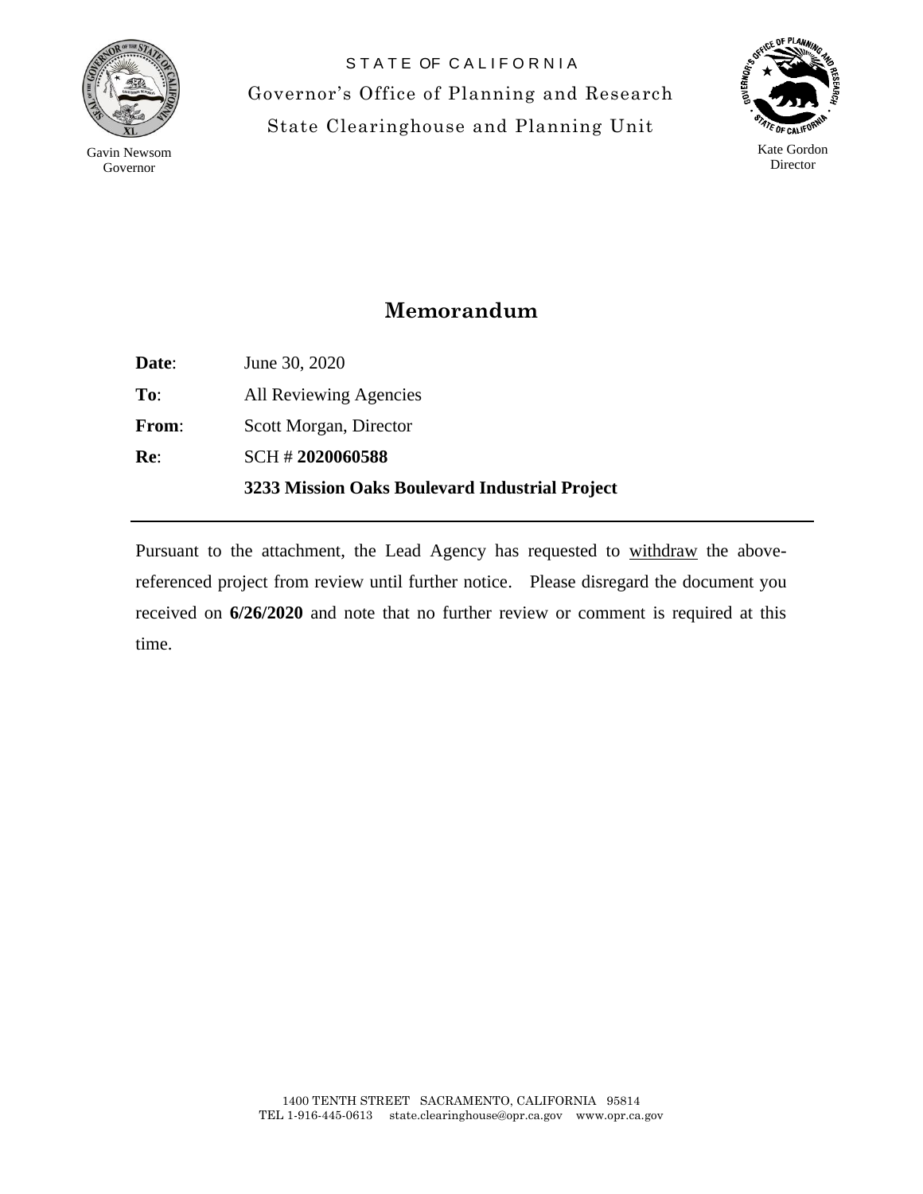Gavin Newsom
Governor

STATE OF CALIFORNIA
Governor's Office of Planning and Research
State Clearinghouse and Planning Unit

Kate Gordon
Director

# Memorandum

**Date**: June 30, 2020

**To**: All Reviewing Agencies

**From**: Scott Morgan, Director

**Re**: SCH # **2020060588**

**3233 Mission Oaks Boulevard Industrial Project**

---

Pursuant to the attachment, the Lead Agency has requested to withdraw the above-referenced project from review until further notice. Please disregard the document you received on **6/26/2020** and note that no further review or comment is required at this time.

1400 TENTH STREET SACRAMENTO, CALIFORNIA 95814
TEL 1-916-445-0613 state.clearinghouse@opr.ca.gov www.opr.ca.gov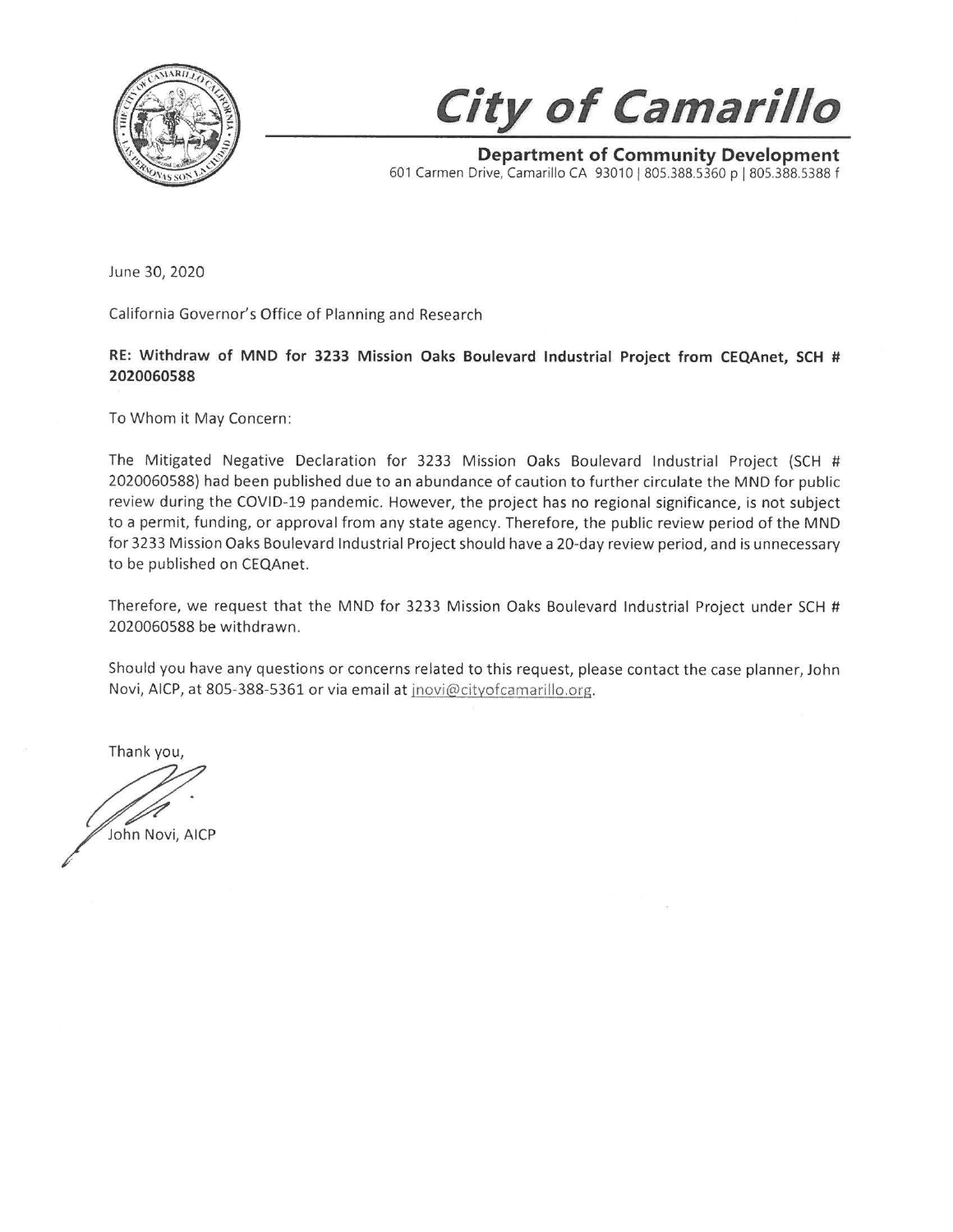# City of Camarillo

**Department of Community Development**
601 Carmen Drive, Camarillo CA 93010 | 805.388.5360 p | 805.388.5388 f

June 30, 2020

California Governor's Office of Planning and Research

**RE: Withdraw of MND for 3233 Mission Oaks Boulevard Industrial Project from CEQAnet, SCH # 2020060588**

To Whom it May Concern:

The Mitigated Negative Declaration for 3233 Mission Oaks Boulevard Industrial Project (SCH # 2020060588) had been published due to an abundance of caution to further circulate the MND for public review during the COVID-19 pandemic. However, the project has no regional significance, is not subject to a permit, funding, or approval from any state agency. Therefore, the public review period of the MND for 3233 Mission Oaks Boulevard Industrial Project should have a 20-day review period, and is unnecessary to be published on CEQAnet.

Therefore, we request that the MND for 3233 Mission Oaks Boulevard Industrial Project under SCH # 2020060588 be withdrawn.

Should you have any questions or concerns related to this request, please contact the case planner, John Novi, AICP, at 805-388-5361 or via email at jnovi@cityofcamarillo.org.

Thank you,

John Novi, AICP